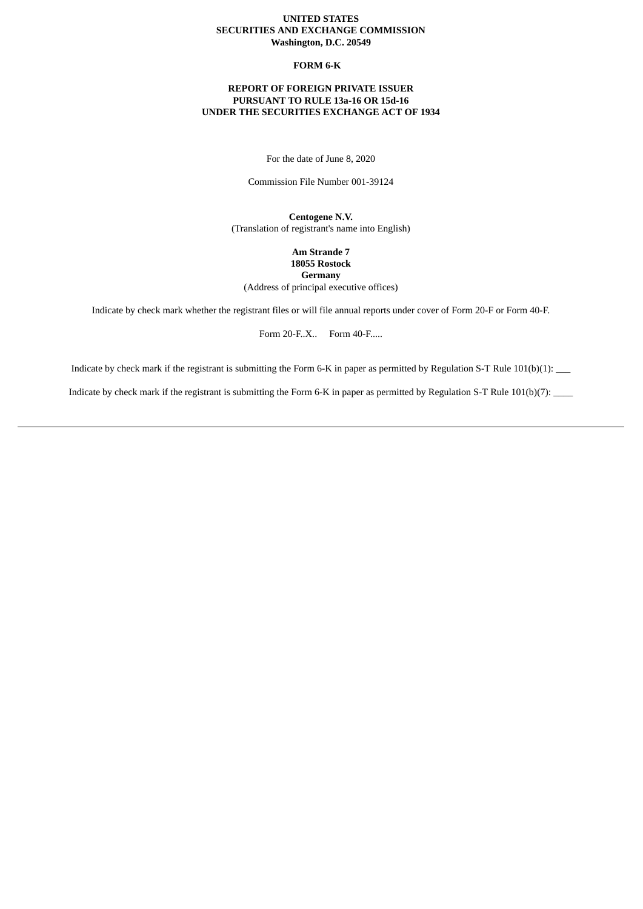**UNITED STATES**
**SECURITIES AND EXCHANGE COMMISSION**
**Washington, D.C. 20549**

**FORM 6-K**

**REPORT OF FOREIGN PRIVATE ISSUER**
**PURSUANT TO RULE 13a-16 OR 15d-16**
**UNDER THE SECURITIES EXCHANGE ACT OF 1934**

For the date of June 8, 2020

Commission File Number 001-39124

**Centogene N.V.**
(Translation of registrant's name into English)

**Am Strande 7**
**18055 Rostock**
**Germany**
(Address of principal executive offices)

Indicate by check mark whether the registrant files or will file annual reports under cover of Form 20-F or Form 40-F.

Form 20-F..X.. Form 40-F.....

Indicate by check mark if the registrant is submitting the Form 6-K in paper as permitted by Regulation S-T Rule 101(b)(1): \_\_\_

Indicate by check mark if the registrant is submitting the Form 6-K in paper as permitted by Regulation S-T Rule 101(b)(7): \_\_\_\_

---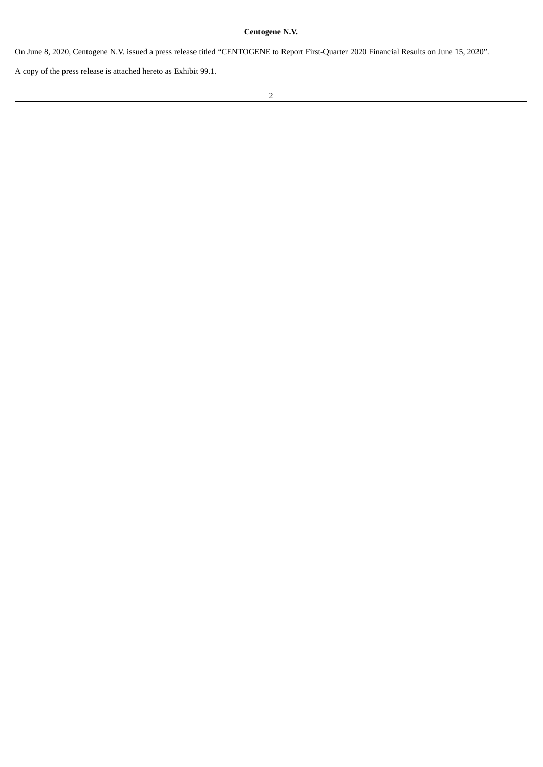**Centogene N.V.**

On June 8, 2020, Centogene N.V. issued a press release titled "CENTOGENE to Report First-Quarter 2020 Financial Results on June 15, 2020".

A copy of the press release is attached hereto as Exhibit 99.1.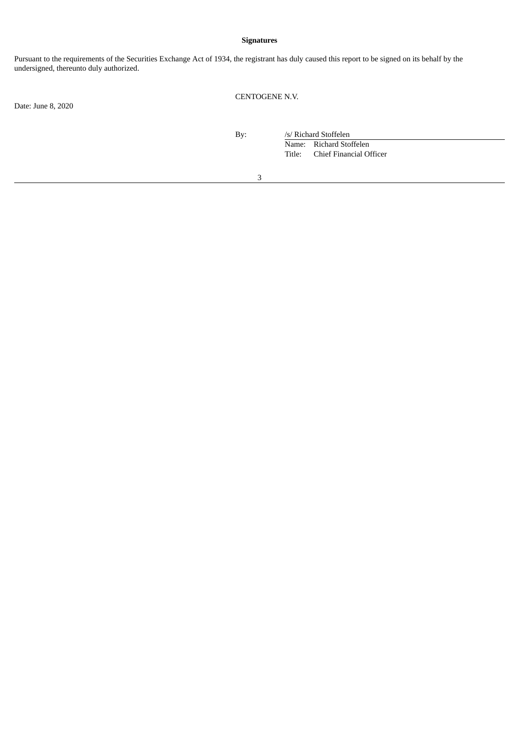**Signatures**

Pursuant to the requirements of the Securities Exchange Act of 1934, the registrant has duly caused this report to be signed on its behalf by the undersigned, thereunto duly authorized.

CENTOGENE N.V.

Date: June 8, 2020

By: /s/ Richard Stoffelen

Name: Richard Stoffelen

Title: Chief Financial Officer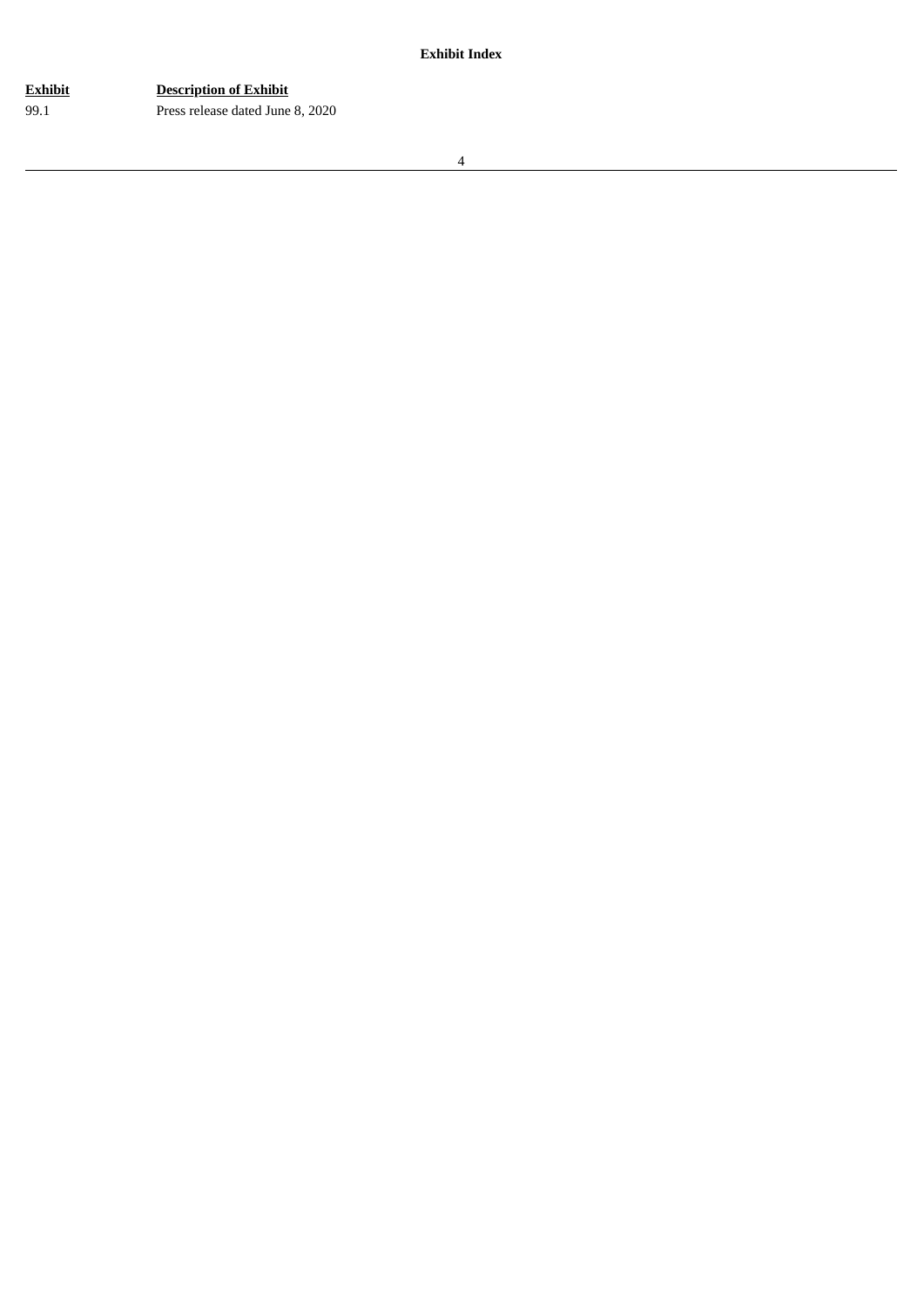**Exhibit Index**

| Exhibit | Description of Exhibit |
| --- | --- |
| 99.1 | Press release dated June 8, 2020 |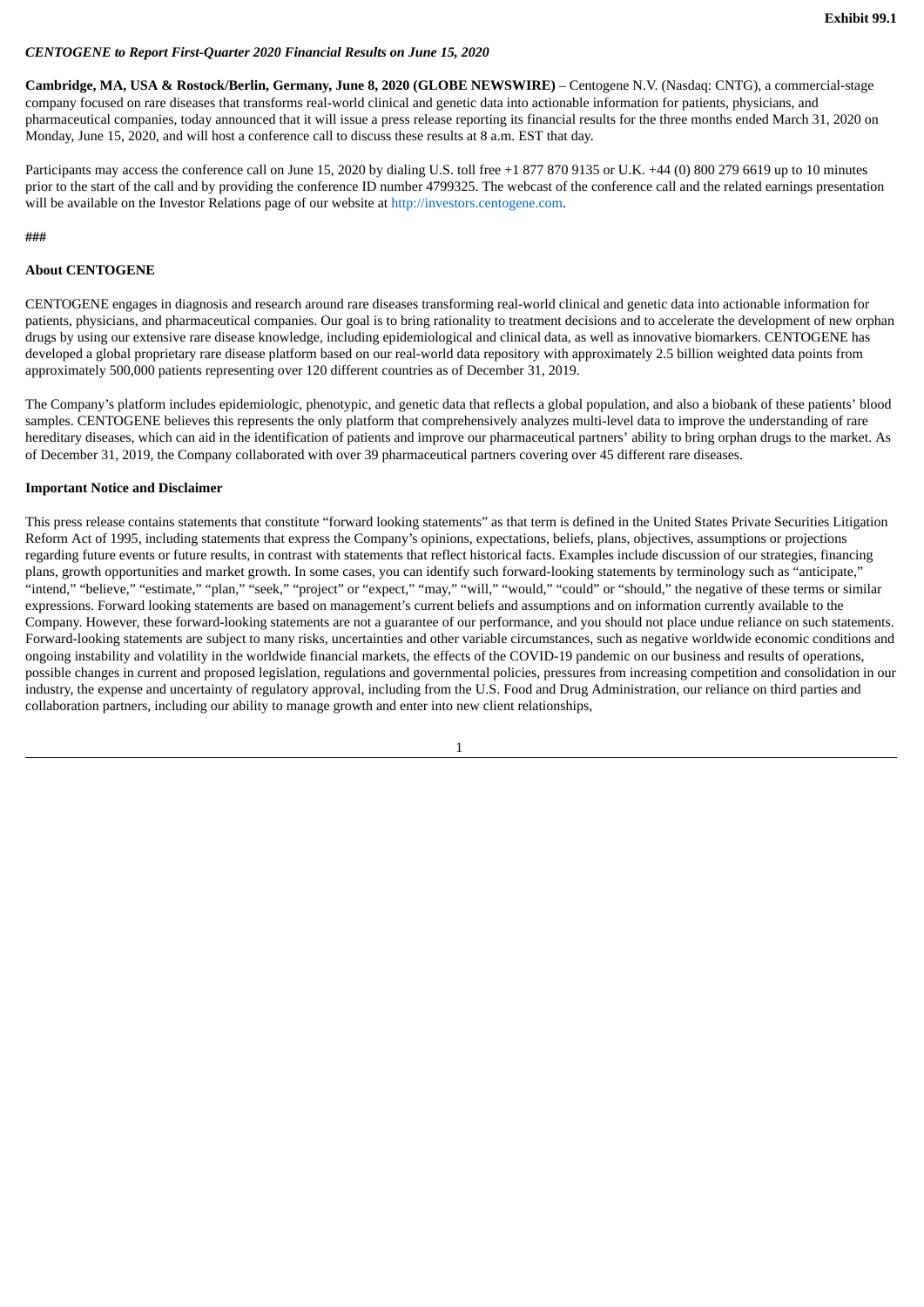**Exhibit 99.1**

*CENTOGENE to Report First-Quarter 2020 Financial Results on June 15, 2020*

**Cambridge, MA, USA & Rostock/Berlin, Germany, June 8, 2020 (GLOBE NEWSWIRE)** – Centogene N.V. (Nasdaq: CNTG), a commercial-stage company focused on rare diseases that transforms real-world clinical and genetic data into actionable information for patients, physicians, and pharmaceutical companies, today announced that it will issue a press release reporting its financial results for the three months ended March 31, 2020 on Monday, June 15, 2020, and will host a conference call to discuss these results at 8 a.m. EST that day.

Participants may access the conference call on June 15, 2020 by dialing U.S. toll free +1 877 870 9135 or U.K. +44 (0) 800 279 6619 up to 10 minutes prior to the start of the call and by providing the conference ID number 4799325. The webcast of the conference call and the related earnings presentation will be available on the Investor Relations page of our website at http://investors.centogene.com.

###

**About CENTOGENE**

CENTOGENE engages in diagnosis and research around rare diseases transforming real-world clinical and genetic data into actionable information for patients, physicians, and pharmaceutical companies. Our goal is to bring rationality to treatment decisions and to accelerate the development of new orphan drugs by using our extensive rare disease knowledge, including epidemiological and clinical data, as well as innovative biomarkers. CENTOGENE has developed a global proprietary rare disease platform based on our real-world data repository with approximately 2.5 billion weighted data points from approximately 500,000 patients representing over 120 different countries as of December 31, 2019.

The Company's platform includes epidemiologic, phenotypic, and genetic data that reflects a global population, and also a biobank of these patients' blood samples. CENTOGENE believes this represents the only platform that comprehensively analyzes multi-level data to improve the understanding of rare hereditary diseases, which can aid in the identification of patients and improve our pharmaceutical partners' ability to bring orphan drugs to the market. As of December 31, 2019, the Company collaborated with over 39 pharmaceutical partners covering over 45 different rare diseases.

**Important Notice and Disclaimer**

This press release contains statements that constitute "forward looking statements" as that term is defined in the United States Private Securities Litigation Reform Act of 1995, including statements that express the Company's opinions, expectations, beliefs, plans, objectives, assumptions or projections regarding future events or future results, in contrast with statements that reflect historical facts. Examples include discussion of our strategies, financing plans, growth opportunities and market growth. In some cases, you can identify such forward-looking statements by terminology such as "anticipate," "intend," "believe," "estimate," "plan," "seek," "project" or "expect," "may," "will," "would," "could" or "should," the negative of these terms or similar expressions. Forward looking statements are based on management's current beliefs and assumptions and on information currently available to the Company. However, these forward-looking statements are not a guarantee of our performance, and you should not place undue reliance on such statements. Forward-looking statements are subject to many risks, uncertainties and other variable circumstances, such as negative worldwide economic conditions and ongoing instability and volatility in the worldwide financial markets, the effects of the COVID-19 pandemic on our business and results of operations, possible changes in current and proposed legislation, regulations and governmental policies, pressures from increasing competition and consolidation in our industry, the expense and uncertainty of regulatory approval, including from the U.S. Food and Drug Administration, our reliance on third parties and collaboration partners, including our ability to manage growth and enter into new client relationships,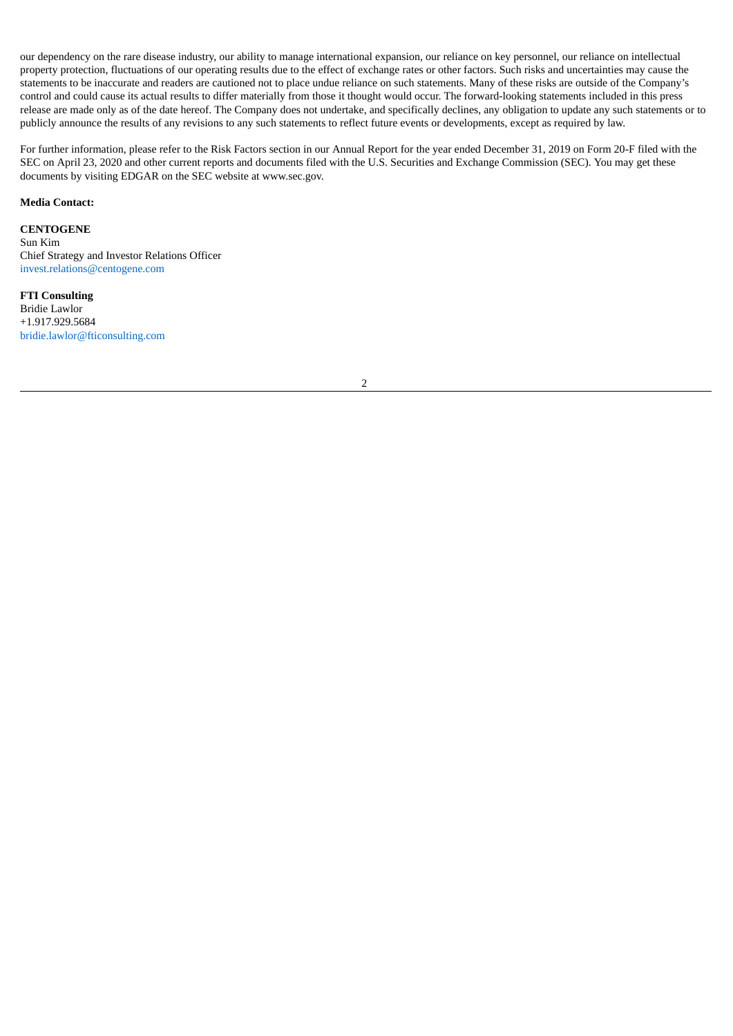our dependency on the rare disease industry, our ability to manage international expansion, our reliance on key personnel, our reliance on intellectual property protection, fluctuations of our operating results due to the effect of exchange rates or other factors. Such risks and uncertainties may cause the statements to be inaccurate and readers are cautioned not to place undue reliance on such statements. Many of these risks are outside of the Company's control and could cause its actual results to differ materially from those it thought would occur. The forward-looking statements included in this press release are made only as of the date hereof. The Company does not undertake, and specifically declines, any obligation to update any such statements or to publicly announce the results of any revisions to any such statements to reflect future events or developments, except as required by law.

For further information, please refer to the Risk Factors section in our Annual Report for the year ended December 31, 2019 on Form 20-F filed with the SEC on April 23, 2020 and other current reports and documents filed with the U.S. Securities and Exchange Commission (SEC). You may get these documents by visiting EDGAR on the SEC website at www.sec.gov.

**Media Contact:**

**CENTOGENE**
Sun Kim
Chief Strategy and Investor Relations Officer
invest.relations@centogene.com

**FTI Consulting**
Bridie Lawlor
+1.917.929.5684
bridie.lawlor@fticonsulting.com